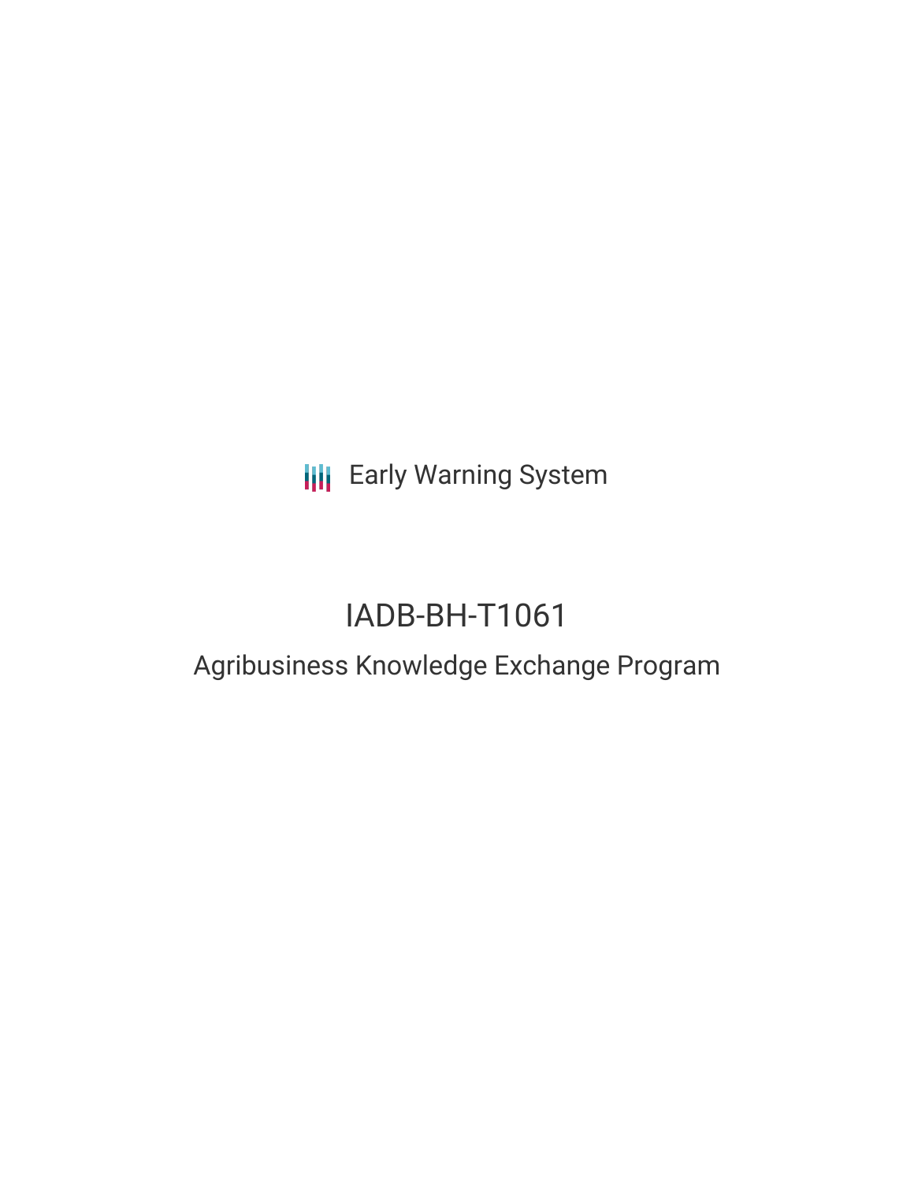Early Warning System

# IADB-BH-T1061

## Agribusiness Knowledge Exchange Program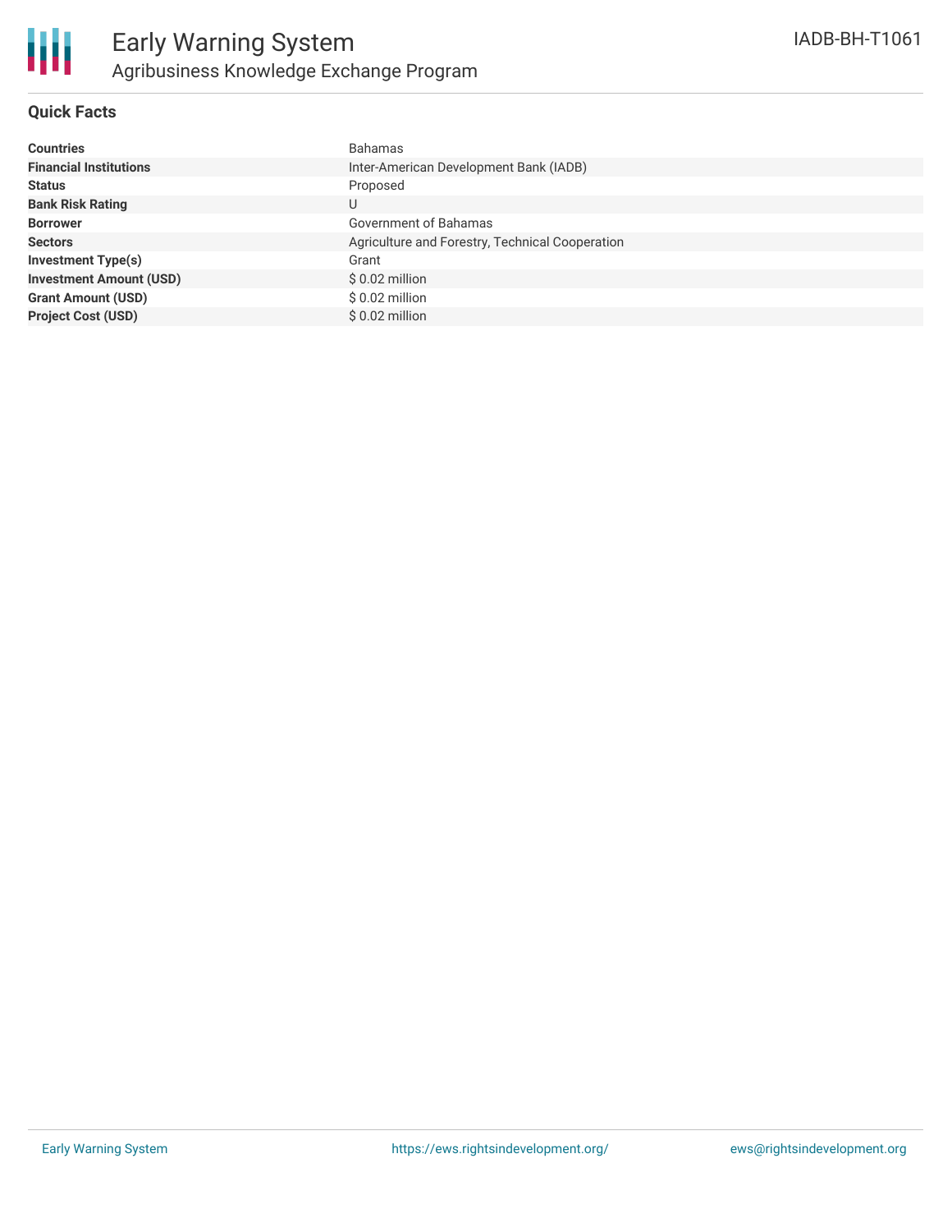# Early Warning System

## Agribusiness Knowledge Exchange Program

IADB-BH-T1061

### Quick Facts

| | |
|---|---|
| **Countries** | Bahamas |
| **Financial Institutions** | Inter-American Development Bank (IADB) |
| **Status** | Proposed |
| **Bank Risk Rating** | U |
| **Borrower** | Government of Bahamas |
| **Sectors** | Agriculture and Forestry, Technical Cooperation |
| **Investment Type(s)** | Grant |
| **Investment Amount (USD)** | $ 0.02 million |
| **Grant Amount (USD)** | $ 0.02 million |
| **Project Cost (USD)** | $ 0.02 million |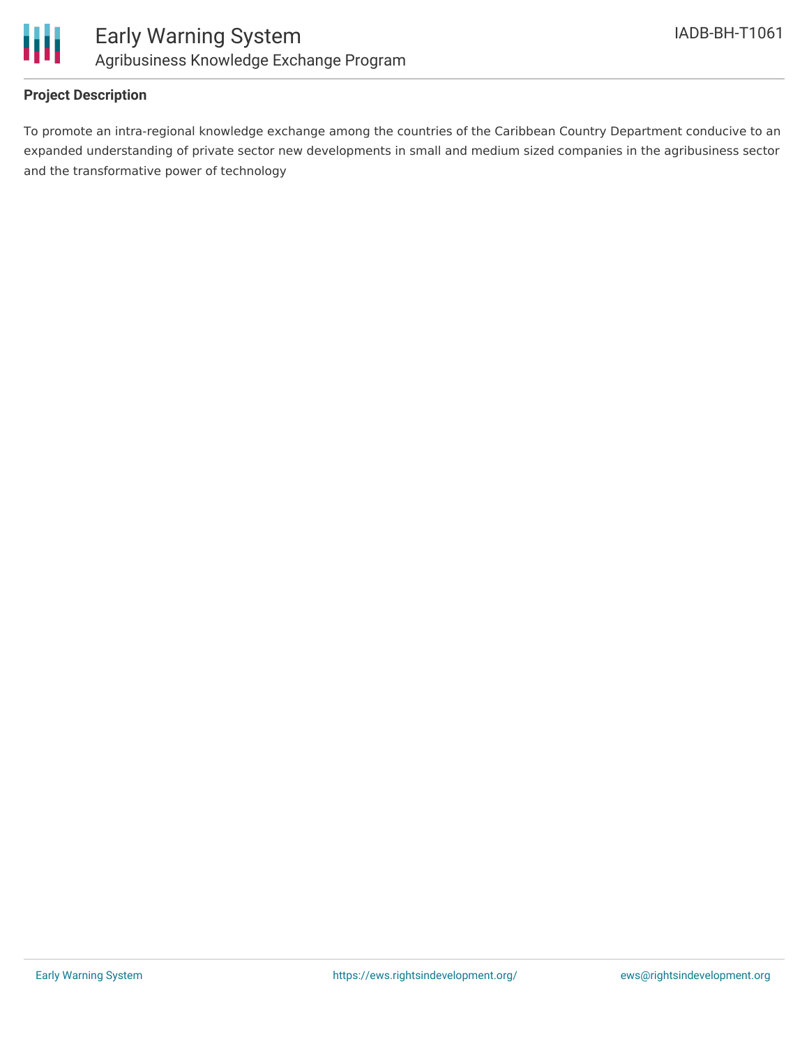### Project Description

To promote an intra-regional knowledge exchange among the countries of the Caribbean Country Department conducive to an expanded understanding of private sector new developments in small and medium sized companies in the agribusiness sector and the transformative power of technology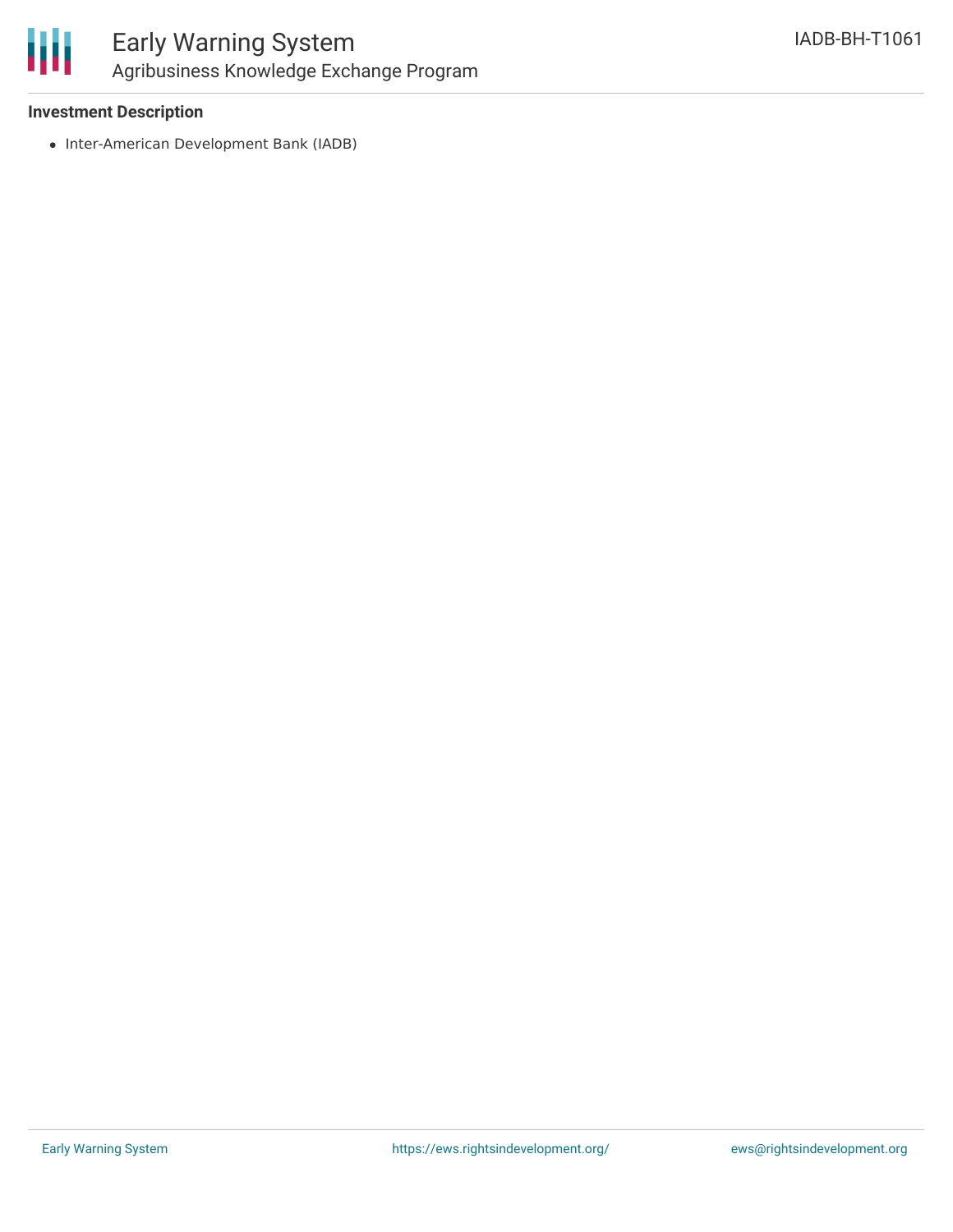**Investment Description**

- Inter-American Development Bank (IADB)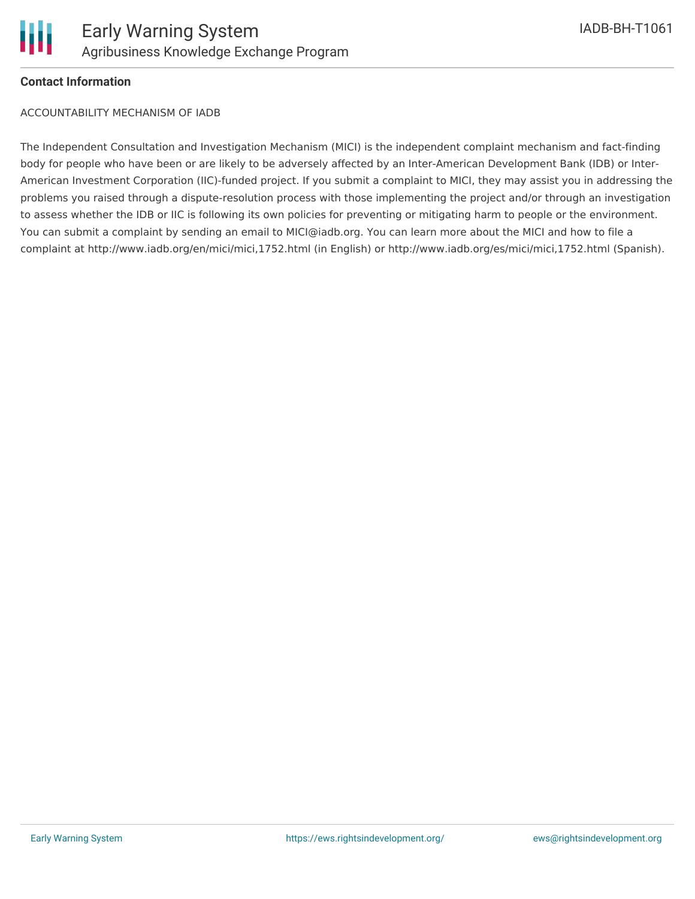**Contact Information**

ACCOUNTABILITY MECHANISM OF IADB

The Independent Consultation and Investigation Mechanism (MICI) is the independent complaint mechanism and fact-finding body for people who have been or are likely to be adversely affected by an Inter-American Development Bank (IDB) or Inter-American Investment Corporation (IIC)-funded project. If you submit a complaint to MICI, they may assist you in addressing the problems you raised through a dispute-resolution process with those implementing the project and/or through an investigation to assess whether the IDB or IIC is following its own policies for preventing or mitigating harm to people or the environment. You can submit a complaint by sending an email to MICI@iadb.org. You can learn more about the MICI and how to file a complaint at http://www.iadb.org/en/mici/mici,1752.html (in English) or http://www.iadb.org/es/mici/mici,1752.html (Spanish).